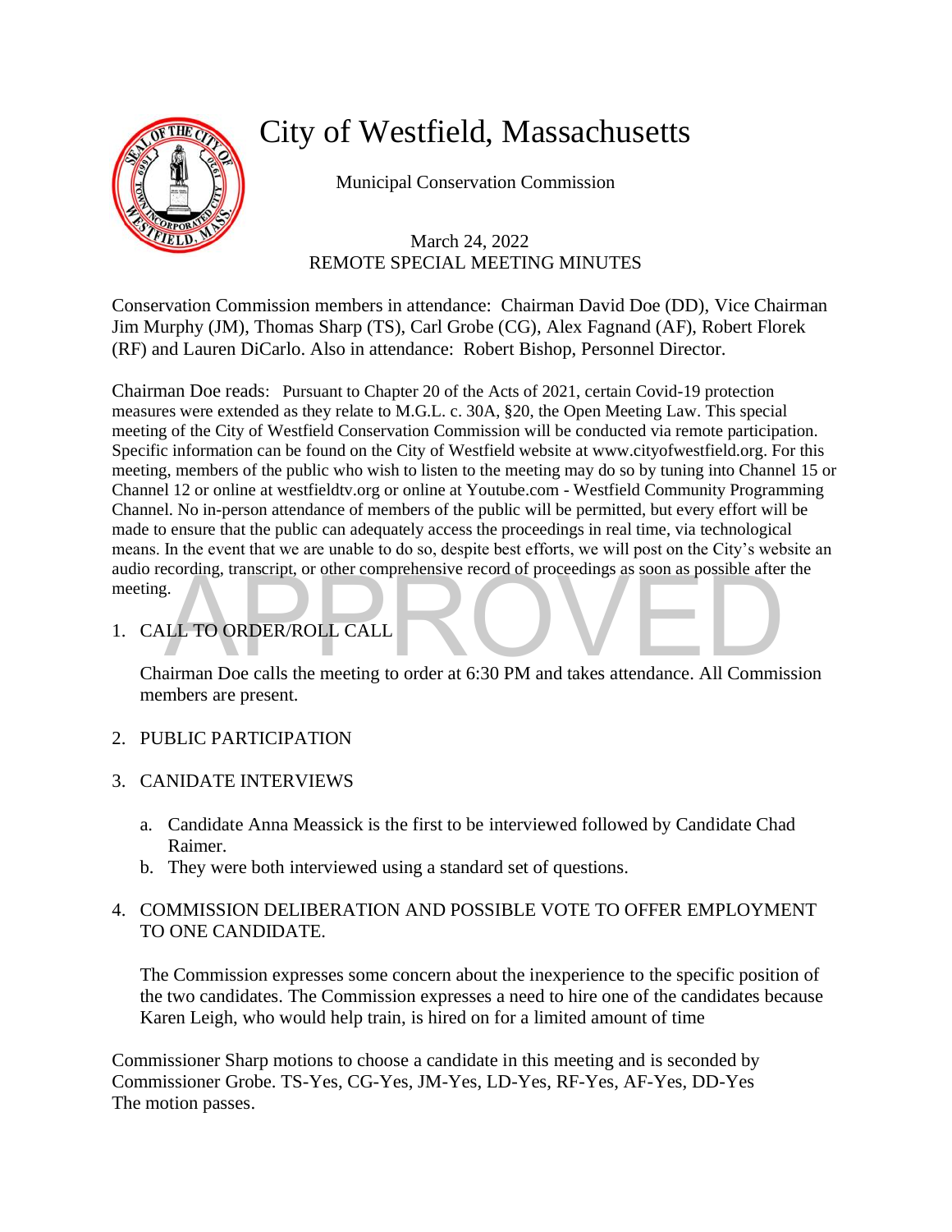# City of Westfield, Massachusetts

Municipal Conservation Commission

March 24, 2022
REMOTE SPECIAL MEETING MINUTES

Conservation Commission members in attendance: Chairman David Doe (DD), Vice Chairman Jim Murphy (JM), Thomas Sharp (TS), Carl Grobe (CG), Alex Fagnand (AF), Robert Florek (RF) and Lauren DiCarlo. Also in attendance: Robert Bishop, Personnel Director.

Chairman Doe reads: Pursuant to Chapter 20 of the Acts of 2021, certain Covid-19 protection measures were extended as they relate to M.G.L. c. 30A, §20, the Open Meeting Law. This special meeting of the City of Westfield Conservation Commission will be conducted via remote participation. Specific information can be found on the City of Westfield website at www.cityofwestfield.org. For this meeting, members of the public who wish to listen to the meeting may do so by tuning into Channel 15 or Channel 12 or online at westfieldtv.org or online at Youtube.com - Westfield Community Programming Channel. No in-person attendance of members of the public will be permitted, but every effort will be made to ensure that the public can adequately access the proceedings in real time, via technological means. In the event that we are unable to do so, despite best efforts, we will post on the City's website an audio recording, transcript, or other comprehensive record of proceedings as soon as possible after the meeting.

1. CALL TO ORDER/ROLL CALL

   Chairman Doe calls the meeting to order at 6:30 PM and takes attendance. All Commission members are present.

2. PUBLIC PARTICIPATION

3. CANIDATE INTERVIEWS

   a. Candidate Anna Meassick is the first to be interviewed followed by Candidate Chad Raimer.
   b. They were both interviewed using a standard set of questions.

4. COMMISSION DELIBERATION AND POSSIBLE VOTE TO OFFER EMPLOYMENT TO ONE CANDIDATE.

   The Commission expresses some concern about the inexperience to the specific position of the two candidates. The Commission expresses a need to hire one of the candidates because Karen Leigh, who would help train, is hired on for a limited amount of time

Commissioner Sharp motions to choose a candidate in this meeting and is seconded by Commissioner Grobe. TS-Yes, CG-Yes, JM-Yes, LD-Yes, RF-Yes, AF-Yes, DD-Yes
The motion passes.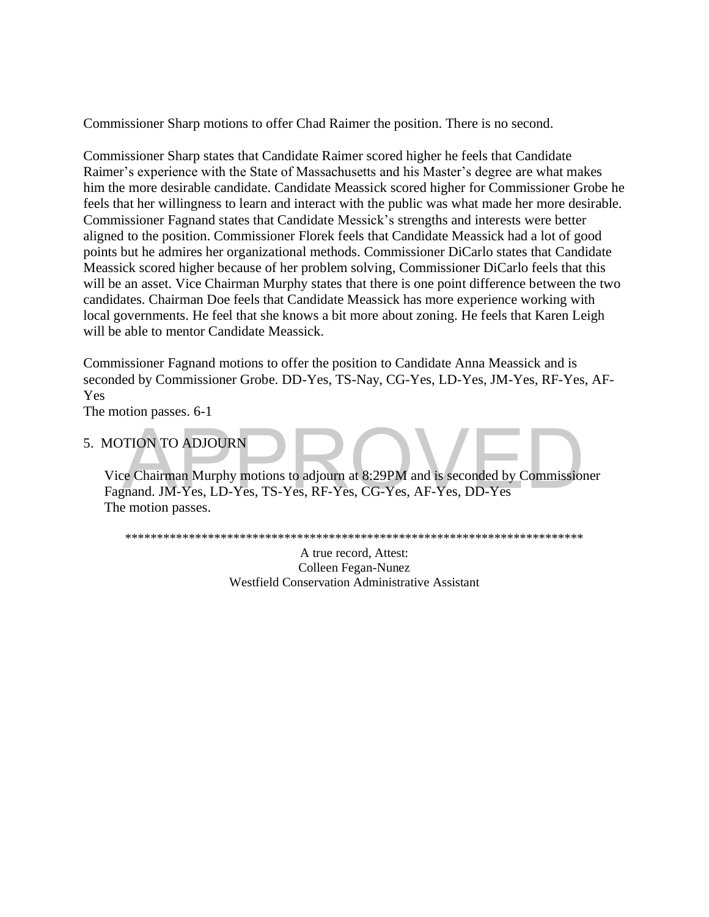Commissioner Sharp motions to offer Chad Raimer the position. There is no second.

Commissioner Sharp states that Candidate Raimer scored higher he feels that Candidate Raimer's experience with the State of Massachusetts and his Master's degree are what makes him the more desirable candidate. Candidate Meassick scored higher for Commissioner Grobe he feels that her willingness to learn and interact with the public was what made her more desirable. Commissioner Fagnand states that Candidate Messick's strengths and interests were better aligned to the position. Commissioner Florek feels that Candidate Meassick had a lot of good points but he admires her organizational methods. Commissioner DiCarlo states that Candidate Meassick scored higher because of her problem solving, Commissioner DiCarlo feels that this will be an asset. Vice Chairman Murphy states that there is one point difference between the two candidates. Chairman Doe feels that Candidate Meassick has more experience working with local governments. He feel that she knows a bit more about zoning. He feels that Karen Leigh will be able to mentor Candidate Meassick.

Commissioner Fagnand motions to offer the position to Candidate Anna Meassick and is seconded by Commissioner Grobe. DD-Yes, TS-Nay, CG-Yes, LD-Yes, JM-Yes, RF-Yes, AF-Yes
The motion passes. 6-1

5. MOTION TO ADJOURN

Vice Chairman Murphy motions to adjourn at 8:29PM and is seconded by Commissioner Fagnand. JM-Yes, LD-Yes, TS-Yes, RF-Yes, CG-Yes, AF-Yes, DD-Yes
The motion passes.

APPROVED

***************************************************************************

A true record, Attest:
Colleen Fegan-Nunez
Westfield Conservation Administrative Assistant